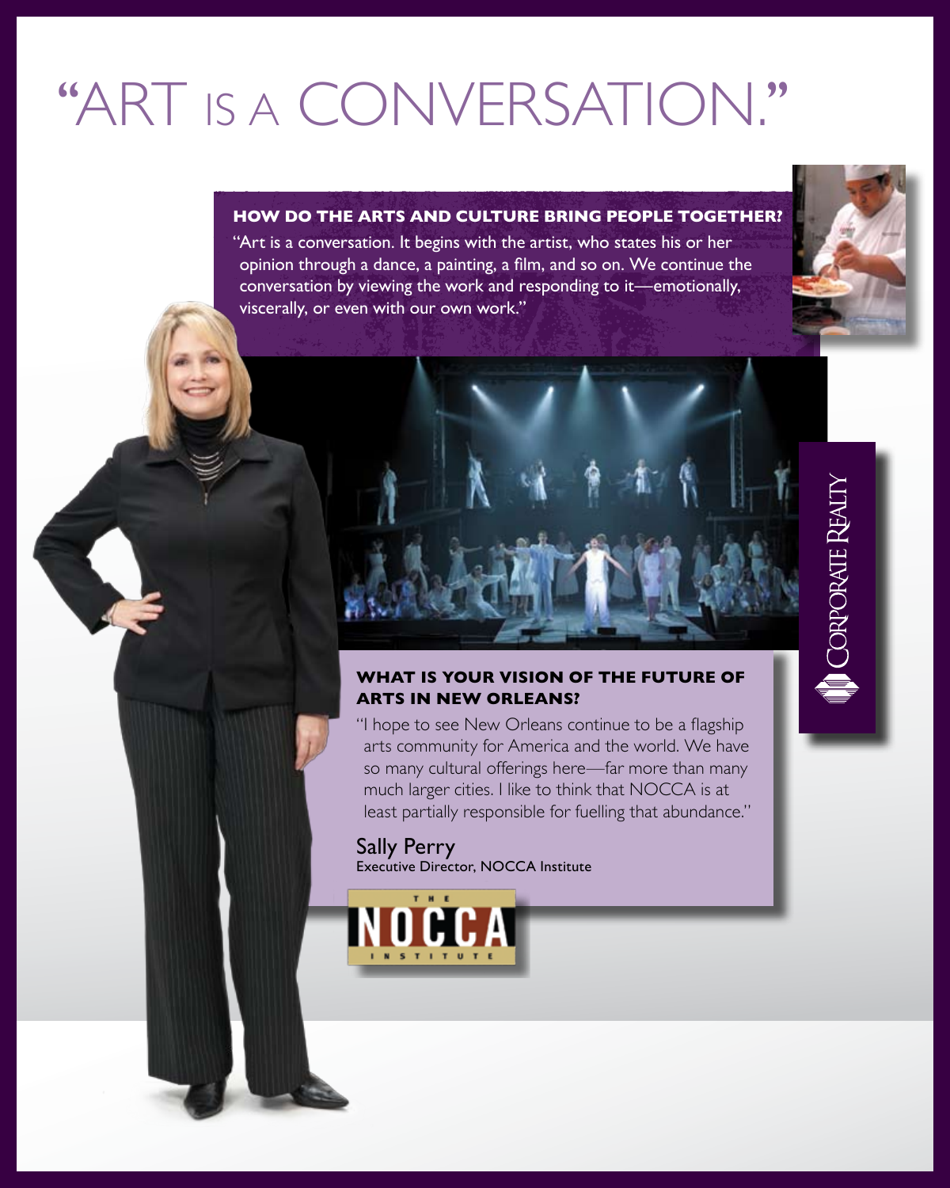# "ART IS A CONVERSATION."

**HOW DO THE ARTS AND CULTURE BRING PEOPLE TOGETHER?**

"Art is a conversation. It begins with the artist, who states his or her opinion through a dance, a painting, a film, and so on. We continue the conversation by viewing the work and responding to it—emotionally, viscerally, or even with our own work."

**WHAT IS YOUR VISION OF THE FUTURE OF ARTS IN NEW ORLEANS?**

"I hope to see New Orleans continue to be a flagship arts community for America and the world. We have so many cultural offerings here—far more than many much larger cities. I like to think that NOCCA is at least partially responsible for fuelling that abundance."

Sally Perry
Executive Director, NOCCA Institute

THE NOCCA INSTITUTE

CORPORATE REALTY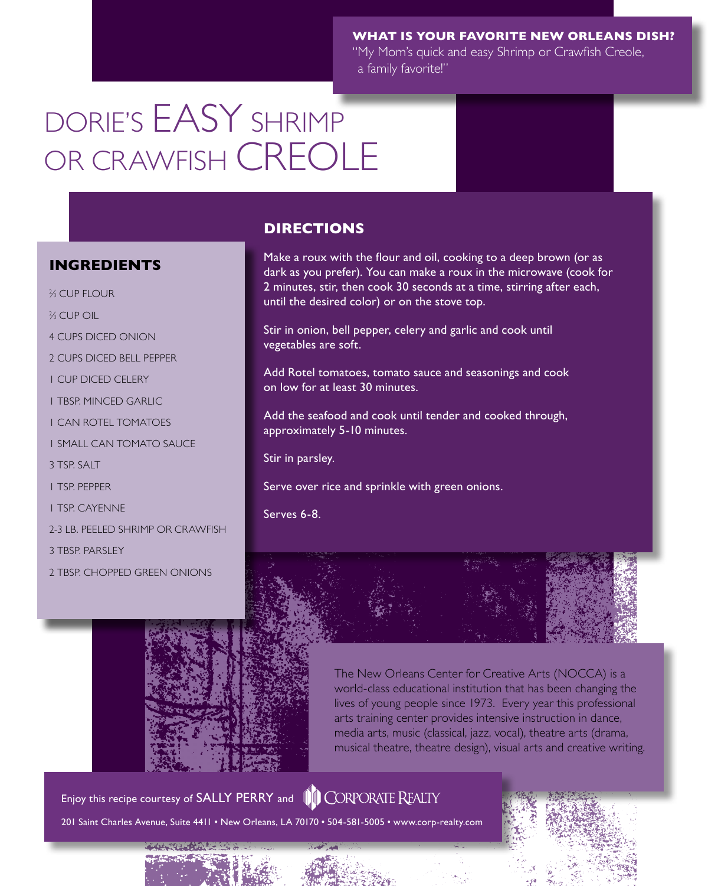**WHAT IS YOUR FAVORITE NEW ORLEANS DISH?**
"My Mom's quick and easy Shrimp or Crawfish Creole, a family favorite!"

# DORIE'S EASY SHRIMP OR CRAWFISH CREOLE

## INGREDIENTS

⅔ CUP FLOUR

⅔ CUP OIL

4 CUPS DICED ONION

2 CUPS DICED BELL PEPPER

1 CUP DICED CELERY

1 TBSP. MINCED GARLIC

1 CAN ROTEL TOMATOES

1 SMALL CAN TOMATO SAUCE

3 TSP. SALT

1 TSP. PEPPER

1 TSP. CAYENNE

2-3 LB. PEELED SHRIMP OR CRAWFISH

3 TBSP. PARSLEY

2 TBSP. CHOPPED GREEN ONIONS

## DIRECTIONS

Make a roux with the flour and oil, cooking to a deep brown (or as dark as you prefer). You can make a roux in the microwave (cook for 2 minutes, stir, then cook 30 seconds at a time, stirring after each, until the desired color) or on the stove top.

Stir in onion, bell pepper, celery and garlic and cook until vegetables are soft.

Add Rotel tomatoes, tomato sauce and seasonings and cook on low for at least 30 minutes.

Add the seafood and cook until tender and cooked through, approximately 5-10 minutes.

Stir in parsley.

Serve over rice and sprinkle with green onions.

Serves 6-8.

The New Orleans Center for Creative Arts (NOCCA) is a world-class educational institution that has been changing the lives of young people since 1973. Every year this professional arts training center provides intensive instruction in dance, media arts, music (classical, jazz, vocal), theatre arts (drama, musical theatre, theatre design), visual arts and creative writing.

Enjoy this recipe courtesy of SALLY PERRY and CORPORATE REALTY

201 Saint Charles Avenue, Suite 4411 • New Orleans, LA 70170 • 504-581-5005 • www.corp-realty.com